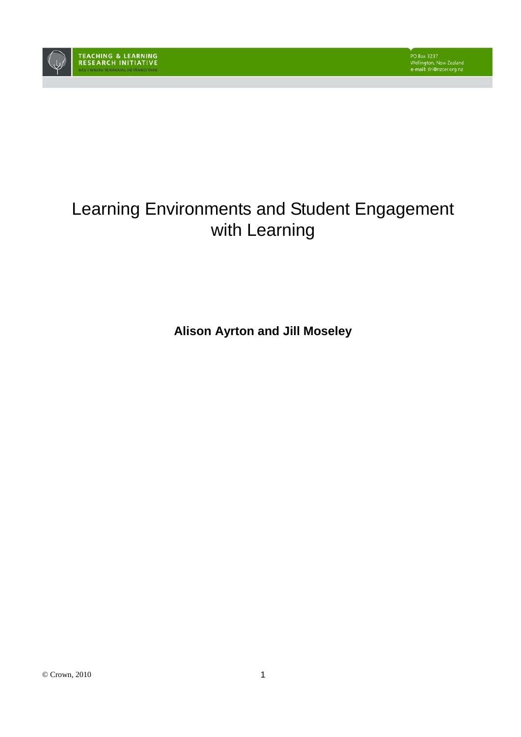TEACHING & LEARNING RESEARCH INITIATIVE
NĀU I WHATU TE KĀKAHU, HE TĀNIKO TAKU

PO Box 3237
Wellington, New Zealand
e-mail: tlri@nzcer.org.nz

# Learning Environments and Student Engagement with Learning

**Alison Ayrton and Jill Moseley**

© Crown, 2010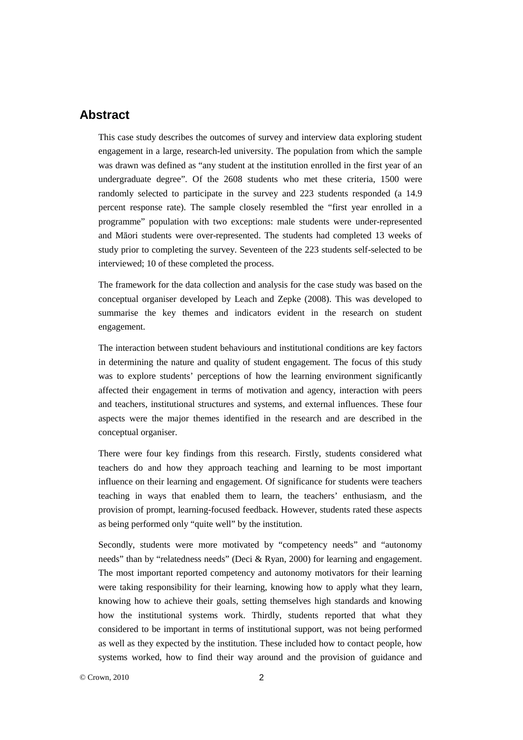## Abstract

This case study describes the outcomes of survey and interview data exploring student engagement in a large, research-led university. The population from which the sample was drawn was defined as "any student at the institution enrolled in the first year of an undergraduate degree". Of the 2608 students who met these criteria, 1500 were randomly selected to participate in the survey and 223 students responded (a 14.9 percent response rate). The sample closely resembled the "first year enrolled in a programme" population with two exceptions: male students were under-represented and Māori students were over-represented. The students had completed 13 weeks of study prior to completing the survey. Seventeen of the 223 students self-selected to be interviewed; 10 of these completed the process.

The framework for the data collection and analysis for the case study was based on the conceptual organiser developed by Leach and Zepke (2008). This was developed to summarise the key themes and indicators evident in the research on student engagement.

The interaction between student behaviours and institutional conditions are key factors in determining the nature and quality of student engagement. The focus of this study was to explore students' perceptions of how the learning environment significantly affected their engagement in terms of motivation and agency, interaction with peers and teachers, institutional structures and systems, and external influences. These four aspects were the major themes identified in the research and are described in the conceptual organiser.

There were four key findings from this research. Firstly, students considered what teachers do and how they approach teaching and learning to be most important influence on their learning and engagement. Of significance for students were teachers teaching in ways that enabled them to learn, the teachers' enthusiasm, and the provision of prompt, learning-focused feedback. However, students rated these aspects as being performed only "quite well" by the institution.

Secondly, students were more motivated by "competency needs" and "autonomy needs" than by "relatedness needs" (Deci & Ryan, 2000) for learning and engagement. The most important reported competency and autonomy motivators for their learning were taking responsibility for their learning, knowing how to apply what they learn, knowing how to achieve their goals, setting themselves high standards and knowing how the institutional systems work. Thirdly, students reported that what they considered to be important in terms of institutional support, was not being performed as well as they expected by the institution. These included how to contact people, how systems worked, how to find their way around and the provision of guidance and

© Crown, 2010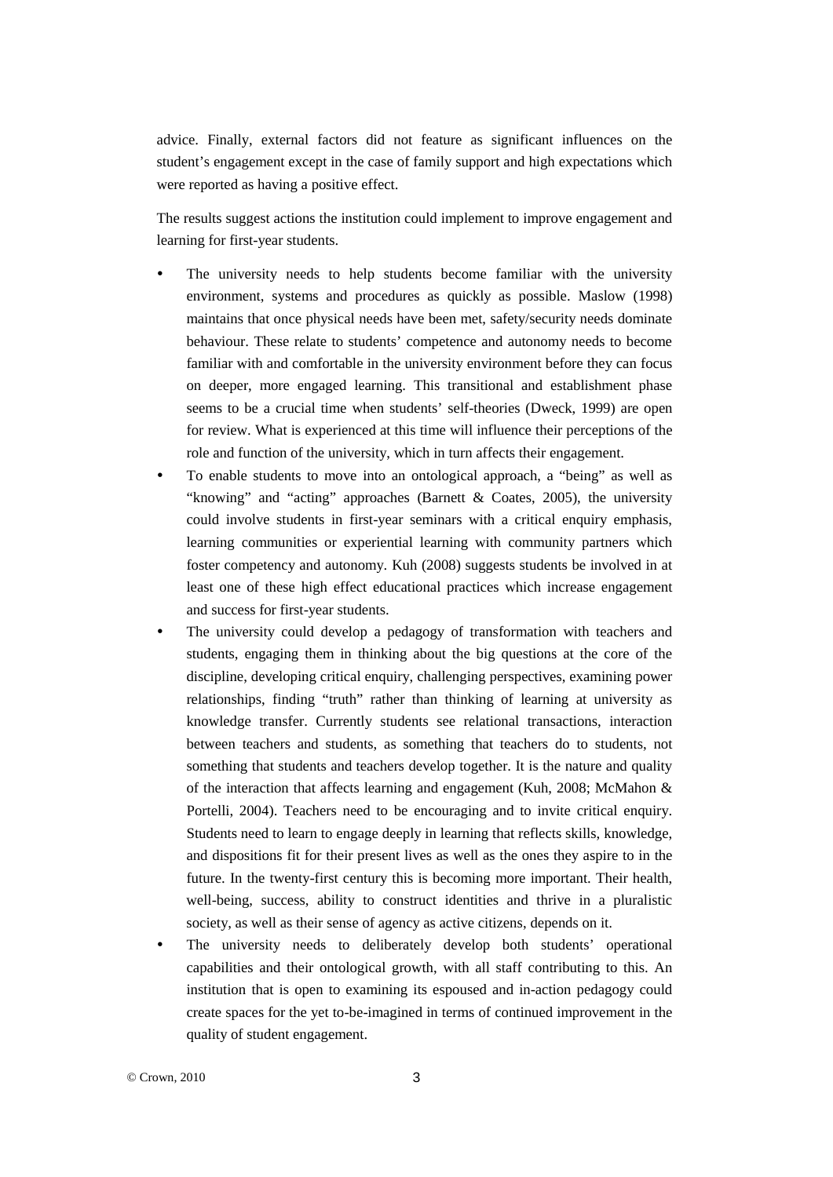advice. Finally, external factors did not feature as significant influences on the student's engagement except in the case of family support and high expectations which were reported as having a positive effect.

The results suggest actions the institution could implement to improve engagement and learning for first-year students.

- The university needs to help students become familiar with the university environment, systems and procedures as quickly as possible. Maslow (1998) maintains that once physical needs have been met, safety/security needs dominate behaviour. These relate to students' competence and autonomy needs to become familiar with and comfortable in the university environment before they can focus on deeper, more engaged learning. This transitional and establishment phase seems to be a crucial time when students' self-theories (Dweck, 1999) are open for review. What is experienced at this time will influence their perceptions of the role and function of the university, which in turn affects their engagement.
- To enable students to move into an ontological approach, a "being" as well as "knowing" and "acting" approaches (Barnett & Coates, 2005), the university could involve students in first-year seminars with a critical enquiry emphasis, learning communities or experiential learning with community partners which foster competency and autonomy. Kuh (2008) suggests students be involved in at least one of these high effect educational practices which increase engagement and success for first-year students.
- The university could develop a pedagogy of transformation with teachers and students, engaging them in thinking about the big questions at the core of the discipline, developing critical enquiry, challenging perspectives, examining power relationships, finding "truth" rather than thinking of learning at university as knowledge transfer. Currently students see relational transactions, interaction between teachers and students, as something that teachers do to students, not something that students and teachers develop together. It is the nature and quality of the interaction that affects learning and engagement (Kuh, 2008; McMahon & Portelli, 2004). Teachers need to be encouraging and to invite critical enquiry. Students need to learn to engage deeply in learning that reflects skills, knowledge, and dispositions fit for their present lives as well as the ones they aspire to in the future. In the twenty-first century this is becoming more important. Their health, well-being, success, ability to construct identities and thrive in a pluralistic society, as well as their sense of agency as active citizens, depends on it.
- The university needs to deliberately develop both students' operational capabilities and their ontological growth, with all staff contributing to this. An institution that is open to examining its espoused and in-action pedagogy could create spaces for the yet to-be-imagined in terms of continued improvement in the quality of student engagement.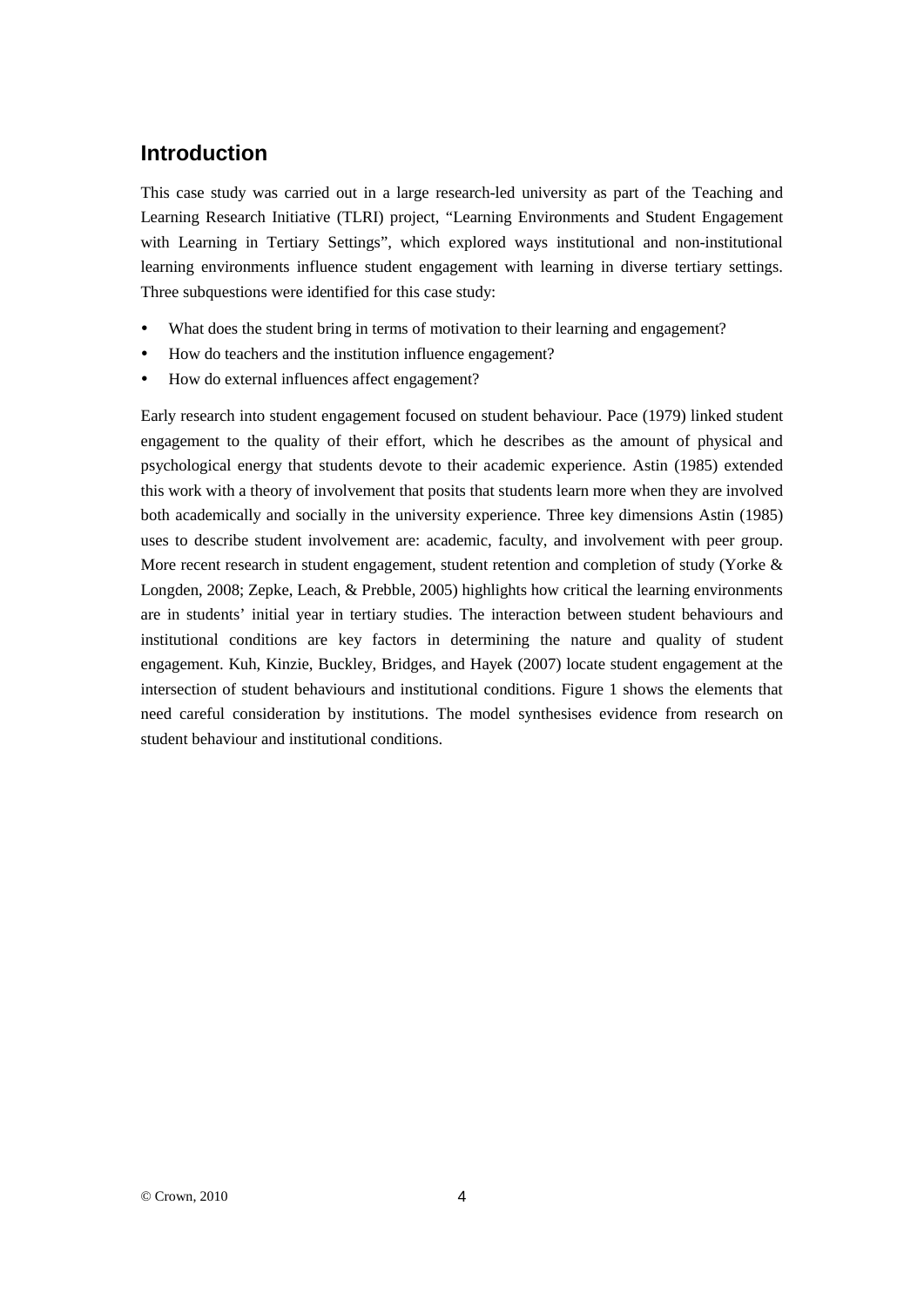## Introduction

This case study was carried out in a large research-led university as part of the Teaching and Learning Research Initiative (TLRI) project, "Learning Environments and Student Engagement with Learning in Tertiary Settings", which explored ways institutional and non-institutional learning environments influence student engagement with learning in diverse tertiary settings. Three subquestions were identified for this case study:

- What does the student bring in terms of motivation to their learning and engagement?
- How do teachers and the institution influence engagement?
- How do external influences affect engagement?

Early research into student engagement focused on student behaviour. Pace (1979) linked student engagement to the quality of their effort, which he describes as the amount of physical and psychological energy that students devote to their academic experience. Astin (1985) extended this work with a theory of involvement that posits that students learn more when they are involved both academically and socially in the university experience. Three key dimensions Astin (1985) uses to describe student involvement are: academic, faculty, and involvement with peer group. More recent research in student engagement, student retention and completion of study (Yorke & Longden, 2008; Zepke, Leach, & Prebble, 2005) highlights how critical the learning environments are in students' initial year in tertiary studies. The interaction between student behaviours and institutional conditions are key factors in determining the nature and quality of student engagement. Kuh, Kinzie, Buckley, Bridges, and Hayek (2007) locate student engagement at the intersection of student behaviours and institutional conditions. Figure 1 shows the elements that need careful consideration by institutions. The model synthesises evidence from research on student behaviour and institutional conditions.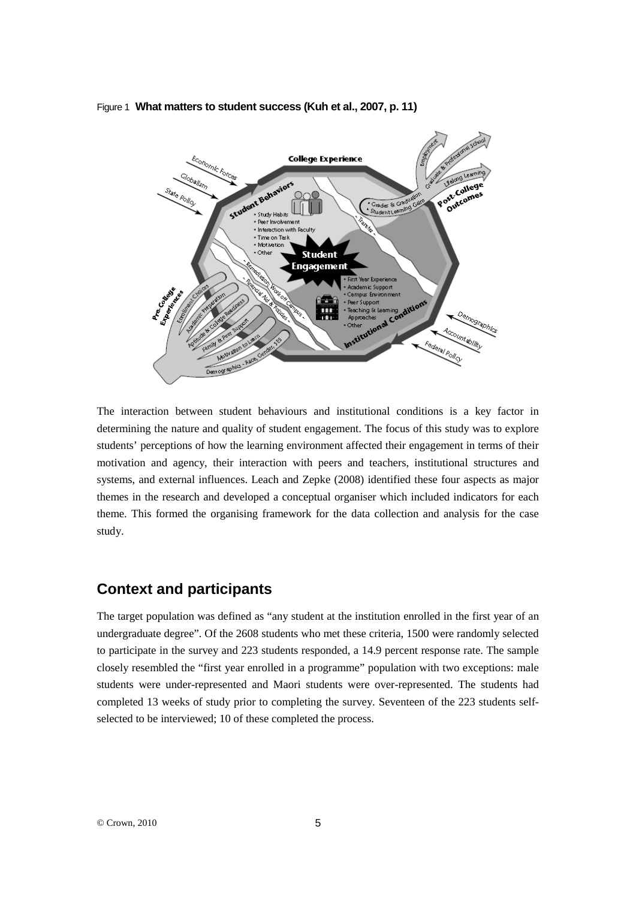Figure 1 **What matters to student success (Kuh et al., 2007, p. 11)**

The interaction between student behaviours and institutional conditions is a key factor in determining the nature and quality of student engagement. The focus of this study was to explore students' perceptions of how the learning environment affected their engagement in terms of their motivation and agency, their interaction with peers and teachers, institutional structures and systems, and external influences. Leach and Zepke (2008) identified these four aspects as major themes in the research and developed a conceptual organiser which included indicators for each theme. This formed the organising framework for the data collection and analysis for the case study.

## Context and participants

The target population was defined as "any student at the institution enrolled in the first year of an undergraduate degree". Of the 2608 students who met these criteria, 1500 were randomly selected to participate in the survey and 223 students responded, a 14.9 percent response rate. The sample closely resembled the "first year enrolled in a programme" population with two exceptions: male students were under-represented and Maori students were over-represented. The students had completed 13 weeks of study prior to completing the survey. Seventeen of the 223 students self-selected to be interviewed; 10 of these completed the process.

© Crown, 2010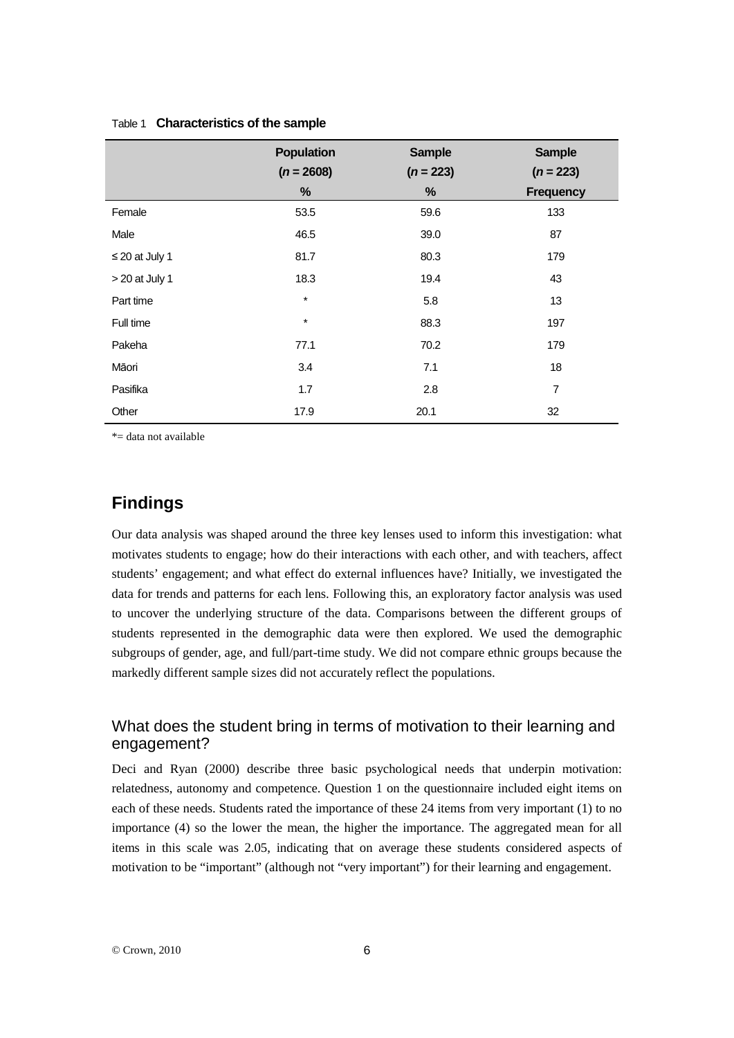Table 1 **Characteristics of the sample**

| | **Population** (*n* = 2608) % | **Sample** (*n* = 223) % | **Sample** (*n* = 223) **Frequency** |
|---|---|---|---|
| Female | 53.5 | 59.6 | 133 |
| Male | 46.5 | 39.0 | 87 |
| ≤ 20 at July 1 | 81.7 | 80.3 | 179 |
| > 20 at July 1 | 18.3 | 19.4 | 43 |
| Part time | * | 5.8 | 13 |
| Full time | * | 88.3 | 197 |
| Pakeha | 77.1 | 70.2 | 179 |
| Māori | 3.4 | 7.1 | 18 |
| Pasifika | 1.7 | 2.8 | 7 |
| Other | 17.9 | 20.1 | 32 |

*= data not available

## Findings

Our data analysis was shaped around the three key lenses used to inform this investigation: what motivates students to engage; how do their interactions with each other, and with teachers, affect students' engagement; and what effect do external influences have? Initially, we investigated the data for trends and patterns for each lens. Following this, an exploratory factor analysis was used to uncover the underlying structure of the data. Comparisons between the different groups of students represented in the demographic data were then explored. We used the demographic subgroups of gender, age, and full/part-time study. We did not compare ethnic groups because the markedly different sample sizes did not accurately reflect the populations.

### What does the student bring in terms of motivation to their learning and engagement?

Deci and Ryan (2000) describe three basic psychological needs that underpin motivation: relatedness, autonomy and competence. Question 1 on the questionnaire included eight items on each of these needs. Students rated the importance of these 24 items from very important (1) to no importance (4) so the lower the mean, the higher the importance. The aggregated mean for all items in this scale was 2.05, indicating that on average these students considered aspects of motivation to be "important" (although not "very important") for their learning and engagement.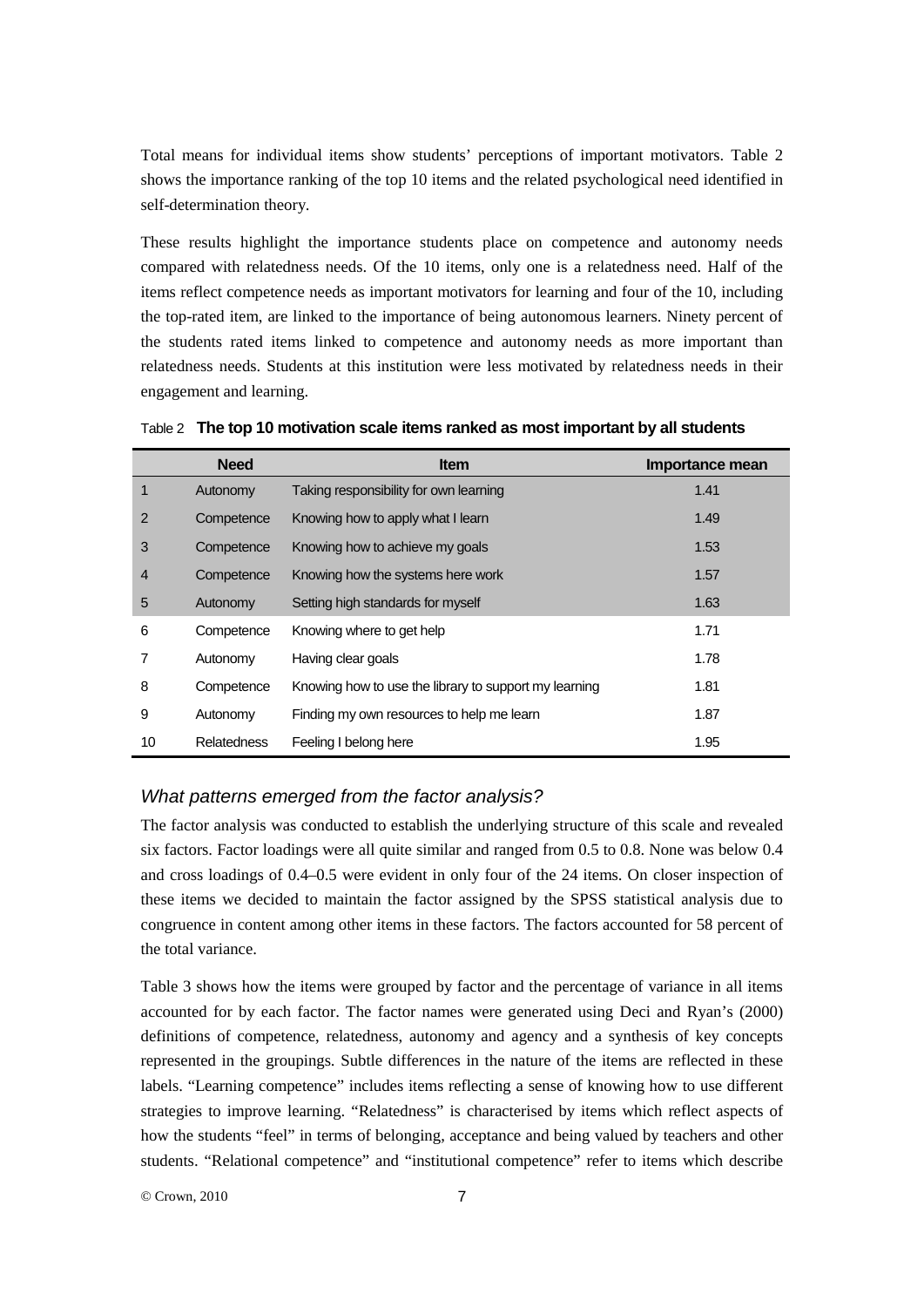Total means for individual items show students' perceptions of important motivators. Table 2 shows the importance ranking of the top 10 items and the related psychological need identified in self-determination theory.

These results highlight the importance students place on competence and autonomy needs compared with relatedness needs. Of the 10 items, only one is a relatedness need. Half of the items reflect competence needs as important motivators for learning and four of the 10, including the top-rated item, are linked to the importance of being autonomous learners. Ninety percent of the students rated items linked to competence and autonomy needs as more important than relatedness needs. Students at this institution were less motivated by relatedness needs in their engagement and learning.

Table 2 **The top 10 motivation scale items ranked as most important by all students**

| | Need | Item | Importance mean |
|---|---|---|---|
| 1 | Autonomy | Taking responsibility for own learning | 1.41 |
| 2 | Competence | Knowing how to apply what I learn | 1.49 |
| 3 | Competence | Knowing how to achieve my goals | 1.53 |
| 4 | Competence | Knowing how the systems here work | 1.57 |
| 5 | Autonomy | Setting high standards for myself | 1.63 |
| 6 | Competence | Knowing where to get help | 1.71 |
| 7 | Autonomy | Having clear goals | 1.78 |
| 8 | Competence | Knowing how to use the library to support my learning | 1.81 |
| 9 | Autonomy | Finding my own resources to help me learn | 1.87 |
| 10 | Relatedness | Feeling I belong here | 1.95 |

### *What patterns emerged from the factor analysis?*

The factor analysis was conducted to establish the underlying structure of this scale and revealed six factors. Factor loadings were all quite similar and ranged from 0.5 to 0.8. None was below 0.4 and cross loadings of 0.4–0.5 were evident in only four of the 24 items. On closer inspection of these items we decided to maintain the factor assigned by the SPSS statistical analysis due to congruence in content among other items in these factors. The factors accounted for 58 percent of the total variance.

Table 3 shows how the items were grouped by factor and the percentage of variance in all items accounted for by each factor. The factor names were generated using Deci and Ryan's (2000) definitions of competence, relatedness, autonomy and agency and a synthesis of key concepts represented in the groupings. Subtle differences in the nature of the items are reflected in these labels. "Learning competence" includes items reflecting a sense of knowing how to use different strategies to improve learning. "Relatedness" is characterised by items which reflect aspects of how the students "feel" in terms of belonging, acceptance and being valued by teachers and other students. "Relational competence" and "institutional competence" refer to items which describe

© Crown, 2010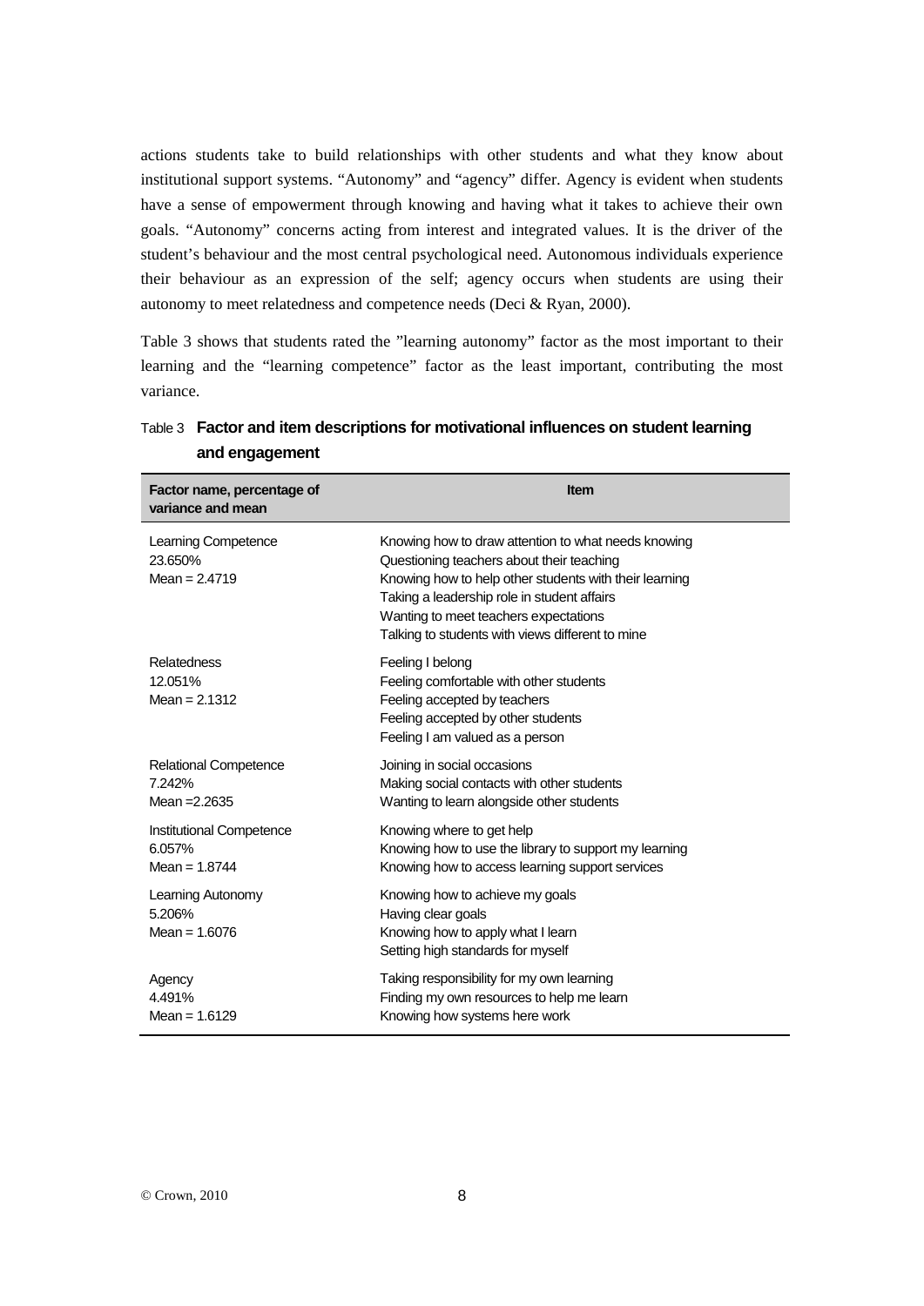actions students take to build relationships with other students and what they know about institutional support systems. "Autonomy" and "agency" differ. Agency is evident when students have a sense of empowerment through knowing and having what it takes to achieve their own goals. "Autonomy" concerns acting from interest and integrated values. It is the driver of the student's behaviour and the most central psychological need. Autonomous individuals experience their behaviour as an expression of the self; agency occurs when students are using their autonomy to meet relatedness and competence needs (Deci & Ryan, 2000).

Table 3 shows that students rated the "learning autonomy" factor as the most important to their learning and the "learning competence" factor as the least important, contributing the most variance.

Table 3 **Factor and item descriptions for motivational influences on student learning and engagement**

| Factor name, percentage of variance and mean | Item |
|---|---|
| Learning Competence<br>23.650%<br>Mean = 2.4719 | Knowing how to draw attention to what needs knowing<br>Questioning teachers about their teaching<br>Knowing how to help other students with their learning<br>Taking a leadership role in student affairs<br>Wanting to meet teachers expectations<br>Talking to students with views different to mine |
| Relatedness<br>12.051%<br>Mean = 2.1312 | Feeling I belong<br>Feeling comfortable with other students<br>Feeling accepted by teachers<br>Feeling accepted by other students<br>Feeling I am valued as a person |
| Relational Competence<br>7.242%<br>Mean =2.2635 | Joining in social occasions<br>Making social contacts with other students<br>Wanting to learn alongside other students |
| Institutional Competence<br>6.057%<br>Mean = 1.8744 | Knowing where to get help<br>Knowing how to use the library to support my learning<br>Knowing how to access learning support services |
| Learning Autonomy<br>5.206%<br>Mean = 1.6076 | Knowing how to achieve my goals<br>Having clear goals<br>Knowing how to apply what I learn<br>Setting high standards for myself |
| Agency<br>4.491%<br>Mean = 1.6129 | Taking responsibility for my own learning<br>Finding my own resources to help me learn<br>Knowing how systems here work |

© Crown, 2010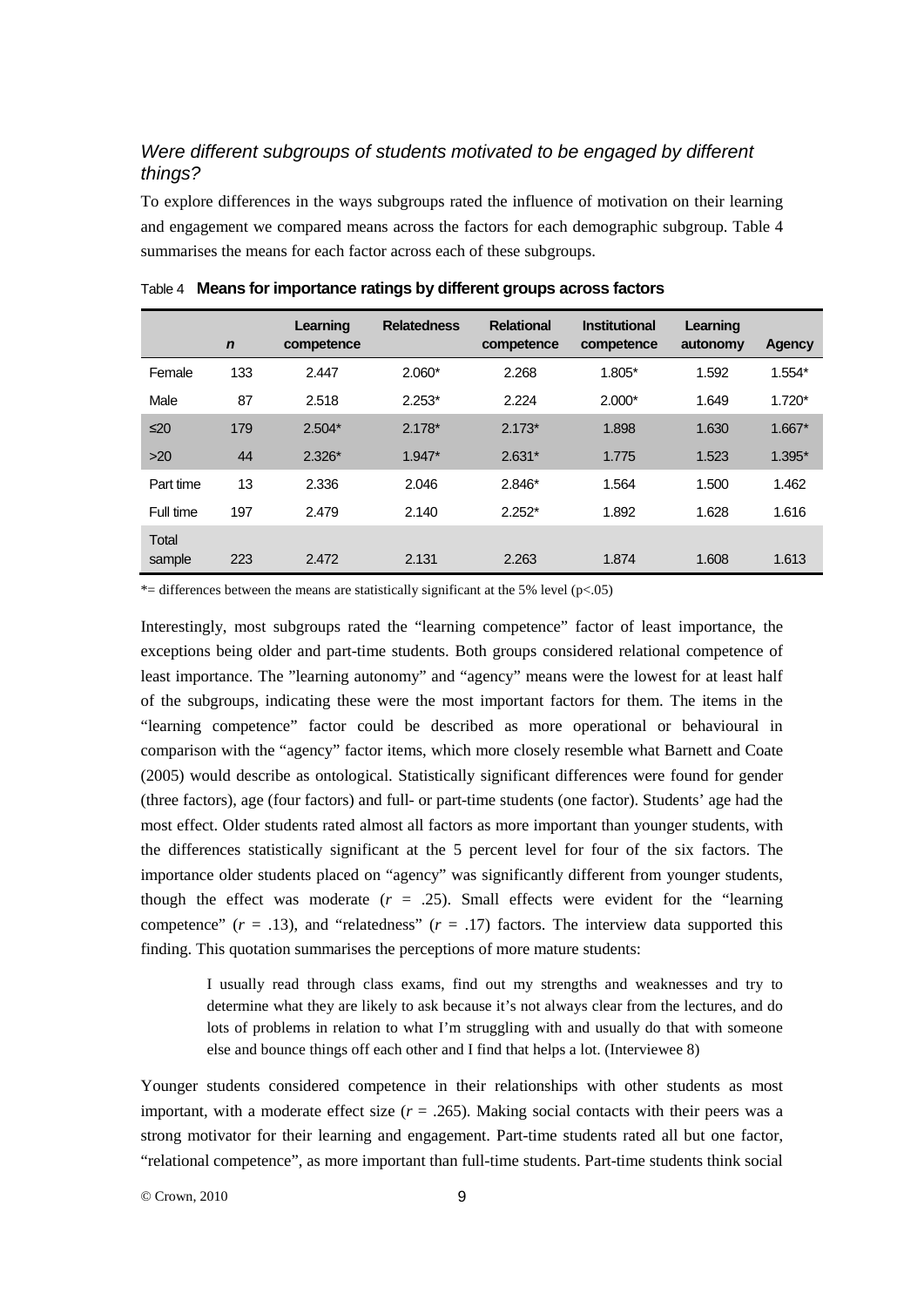### *Were different subgroups of students motivated to be engaged by different things?*

To explore differences in the ways subgroups rated the influence of motivation on their learning and engagement we compared means across the factors for each demographic subgroup. Table 4 summarises the means for each factor across each of these subgroups.

Table 4 **Means for importance ratings by different groups across factors**

| | *n* | Learning competence | Relatedness | Relational competence | Institutional competence | Learning autonomy | Agency |
|---|---|---|---|---|---|---|---|
| Female | 133 | 2.447 | 2.060* | 2.268 | 1.805* | 1.592 | 1.554* |
| Male | 87 | 2.518 | 2.253* | 2.224 | 2.000* | 1.649 | 1.720* |
| ≤20 | 179 | 2.504* | 2.178* | 2.173* | 1.898 | 1.630 | 1.667* |
| >20 | 44 | 2.326* | 1.947* | 2.631* | 1.775 | 1.523 | 1.395* |
| Part time | 13 | 2.336 | 2.046 | 2.846* | 1.564 | 1.500 | 1.462 |
| Full time | 197 | 2.479 | 2.140 | 2.252* | 1.892 | 1.628 | 1.616 |
| Total sample | 223 | 2.472 | 2.131 | 2.263 | 1.874 | 1.608 | 1.613 |

*= differences between the means are statistically significant at the 5% level ($p<.05$)

Interestingly, most subgroups rated the "learning competence" factor of least importance, the exceptions being older and part-time students. Both groups considered relational competence of least importance. The "learning autonomy" and "agency" means were the lowest for at least half of the subgroups, indicating these were the most important factors for them. The items in the "learning competence" factor could be described as more operational or behavioural in comparison with the "agency" factor items, which more closely resemble what Barnett and Coate (2005) would describe as ontological. Statistically significant differences were found for gender (three factors), age (four factors) and full- or part-time students (one factor). Students' age had the most effect. Older students rated almost all factors as more important than younger students, with the differences statistically significant at the 5 percent level for four of the six factors. The importance older students placed on "agency" was significantly different from younger students, though the effect was moderate ($r$ = .25). Small effects were evident for the "learning competence" ($r$ = .13), and "relatedness" ($r$ = .17) factors. The interview data supported this finding. This quotation summarises the perceptions of more mature students:

> I usually read through class exams, find out my strengths and weaknesses and try to determine what they are likely to ask because it's not always clear from the lectures, and do lots of problems in relation to what I'm struggling with and usually do that with someone else and bounce things off each other and I find that helps a lot. (Interviewee 8)

Younger students considered competence in their relationships with other students as most important, with a moderate effect size ($r$ = .265). Making social contacts with their peers was a strong motivator for their learning and engagement. Part-time students rated all but one factor, "relational competence", as more important than full-time students. Part-time students think social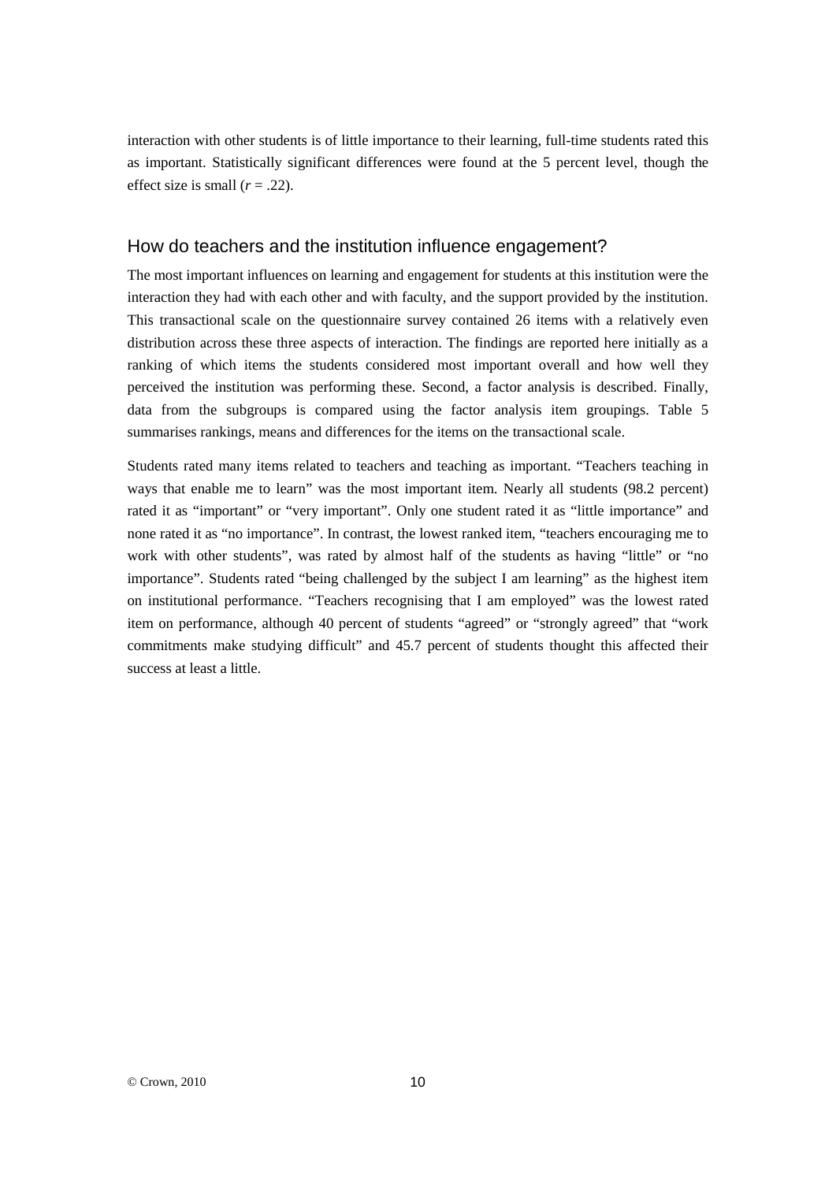interaction with other students is of little importance to their learning, full-time students rated this as important. Statistically significant differences were found at the 5 percent level, though the effect size is small ($r = .22$).

## How do teachers and the institution influence engagement?

The most important influences on learning and engagement for students at this institution were the interaction they had with each other and with faculty, and the support provided by the institution. This transactional scale on the questionnaire survey contained 26 items with a relatively even distribution across these three aspects of interaction. The findings are reported here initially as a ranking of which items the students considered most important overall and how well they perceived the institution was performing these. Second, a factor analysis is described. Finally, data from the subgroups is compared using the factor analysis item groupings. Table 5 summarises rankings, means and differences for the items on the transactional scale.

Students rated many items related to teachers and teaching as important. "Teachers teaching in ways that enable me to learn" was the most important item. Nearly all students (98.2 percent) rated it as "important" or "very important". Only one student rated it as "little importance" and none rated it as "no importance". In contrast, the lowest ranked item, "teachers encouraging me to work with other students", was rated by almost half of the students as having "little" or "no importance". Students rated "being challenged by the subject I am learning" as the highest item on institutional performance. "Teachers recognising that I am employed" was the lowest rated item on performance, although 40 percent of students "agreed" or "strongly agreed" that "work commitments make studying difficult" and 45.7 percent of students thought this affected their success at least a little.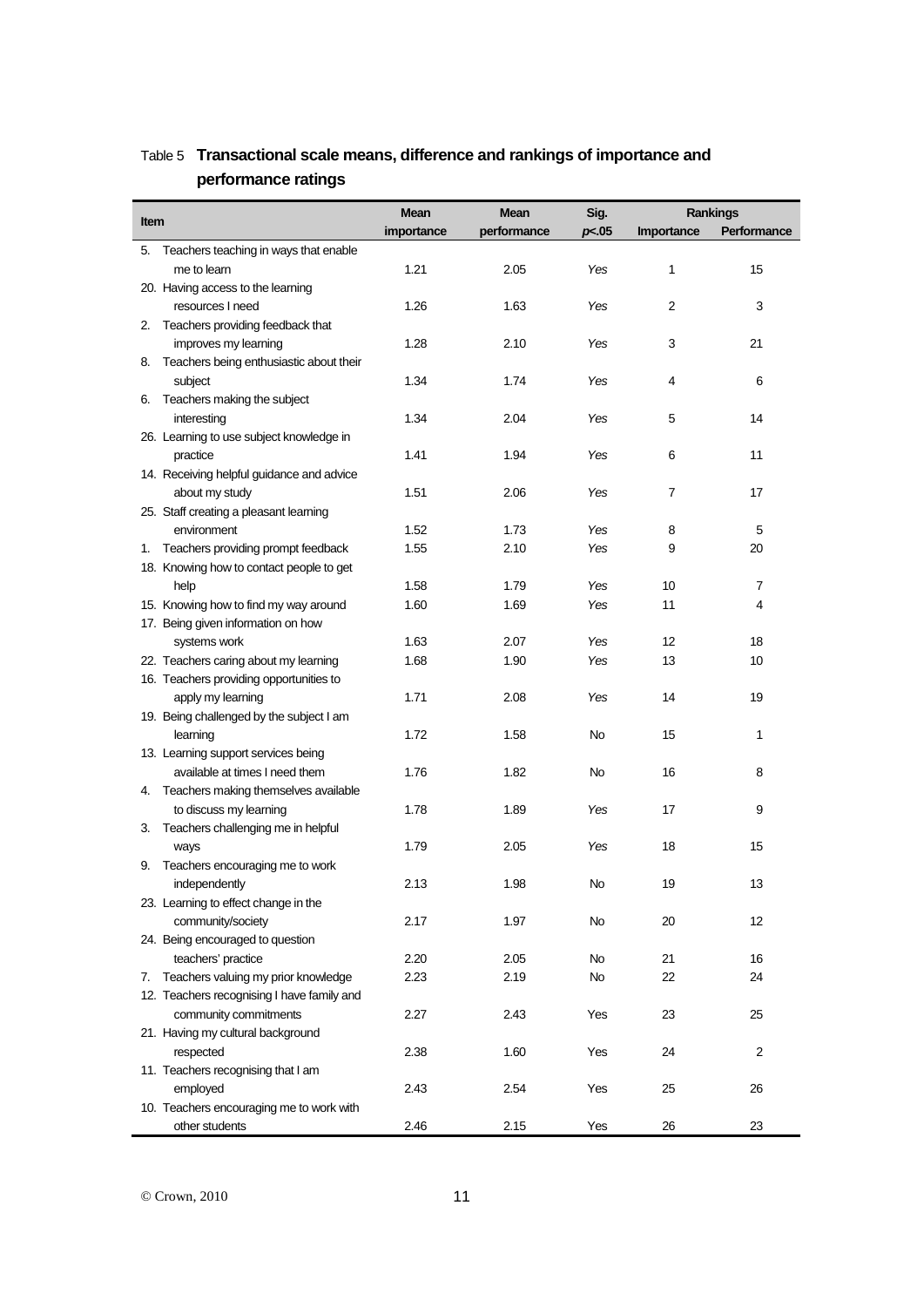Table 5 **Transactional scale means, difference and rankings of importance and performance ratings**

| Item | Mean importance | Mean performance | Sig. *p*<.05 | Rankings Importance | Rankings Performance |
|---|---|---|---|---|---|
| 5. Teachers teaching in ways that enable me to learn | 1.21 | 2.05 | *Yes* | 1 | 15 |
| 20. Having access to the learning resources I need | 1.26 | 1.63 | *Yes* | 2 | 3 |
| 2. Teachers providing feedback that improves my learning | 1.28 | 2.10 | *Yes* | 3 | 21 |
| 8. Teachers being enthusiastic about their subject | 1.34 | 1.74 | *Yes* | 4 | 6 |
| 6. Teachers making the subject interesting | 1.34 | 2.04 | *Yes* | 5 | 14 |
| 26. Learning to use subject knowledge in practice | 1.41 | 1.94 | *Yes* | 6 | 11 |
| 14. Receiving helpful guidance and advice about my study | 1.51 | 2.06 | *Yes* | 7 | 17 |
| 25. Staff creating a pleasant learning environment | 1.52 | 1.73 | *Yes* | 8 | 5 |
| 1. Teachers providing prompt feedback | 1.55 | 2.10 | *Yes* | 9 | 20 |
| 18. Knowing how to contact people to get help | 1.58 | 1.79 | *Yes* | 10 | 7 |
| 15. Knowing how to find my way around | 1.60 | 1.69 | *Yes* | 11 | 4 |
| 17. Being given information on how systems work | 1.63 | 2.07 | *Yes* | 12 | 18 |
| 22. Teachers caring about my learning | 1.68 | 1.90 | *Yes* | 13 | 10 |
| 16. Teachers providing opportunities to apply my learning | 1.71 | 2.08 | *Yes* | 14 | 19 |
| 19. Being challenged by the subject I am learning | 1.72 | 1.58 | No | 15 | 1 |
| 13. Learning support services being available at times I need them | 1.76 | 1.82 | No | 16 | 8 |
| 4. Teachers making themselves available to discuss my learning | 1.78 | 1.89 | *Yes* | 17 | 9 |
| 3. Teachers challenging me in helpful ways | 1.79 | 2.05 | *Yes* | 18 | 15 |
| 9. Teachers encouraging me to work independently | 2.13 | 1.98 | No | 19 | 13 |
| 23. Learning to effect change in the community/society | 2.17 | 1.97 | No | 20 | 12 |
| 24. Being encouraged to question teachers' practice | 2.20 | 2.05 | No | 21 | 16 |
| 7. Teachers valuing my prior knowledge | 2.23 | 2.19 | No | 22 | 24 |
| 12. Teachers recognising I have family and community commitments | 2.27 | 2.43 | Yes | 23 | 25 |
| 21. Having my cultural background respected | 2.38 | 1.60 | Yes | 24 | 2 |
| 11. Teachers recognising that I am employed | 2.43 | 2.54 | Yes | 25 | 26 |
| 10. Teachers encouraging me to work with other students | 2.46 | 2.15 | Yes | 26 | 23 |

© Crown, 2010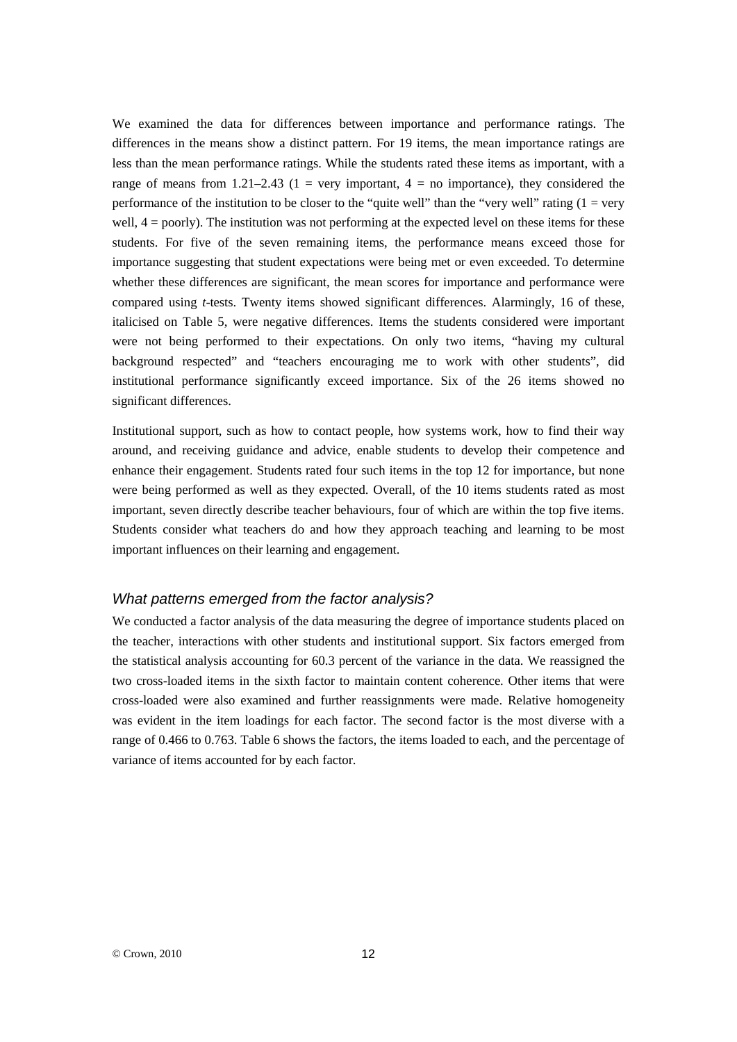We examined the data for differences between importance and performance ratings. The differences in the means show a distinct pattern. For 19 items, the mean importance ratings are less than the mean performance ratings. While the students rated these items as important, with a range of means from 1.21–2.43 (1 = very important, 4 = no importance), they considered the performance of the institution to be closer to the "quite well" than the "very well" rating (1 = very well, 4 = poorly). The institution was not performing at the expected level on these items for these students. For five of the seven remaining items, the performance means exceed those for importance suggesting that student expectations were being met or even exceeded. To determine whether these differences are significant, the mean scores for importance and performance were compared using *t*-tests. Twenty items showed significant differences. Alarmingly, 16 of these, italicised on Table 5, were negative differences. Items the students considered were important were not being performed to their expectations. On only two items, "having my cultural background respected" and "teachers encouraging me to work with other students", did institutional performance significantly exceed importance. Six of the 26 items showed no significant differences.

Institutional support, such as how to contact people, how systems work, how to find their way around, and receiving guidance and advice, enable students to develop their competence and enhance their engagement. Students rated four such items in the top 12 for importance, but none were being performed as well as they expected. Overall, of the 10 items students rated as most important, seven directly describe teacher behaviours, four of which are within the top five items. Students consider what teachers do and how they approach teaching and learning to be most important influences on their learning and engagement.

### *What patterns emerged from the factor analysis?*

We conducted a factor analysis of the data measuring the degree of importance students placed on the teacher, interactions with other students and institutional support. Six factors emerged from the statistical analysis accounting for 60.3 percent of the variance in the data. We reassigned the two cross-loaded items in the sixth factor to maintain content coherence. Other items that were cross-loaded were also examined and further reassignments were made. Relative homogeneity was evident in the item loadings for each factor. The second factor is the most diverse with a range of 0.466 to 0.763. Table 6 shows the factors, the items loaded to each, and the percentage of variance of items accounted for by each factor.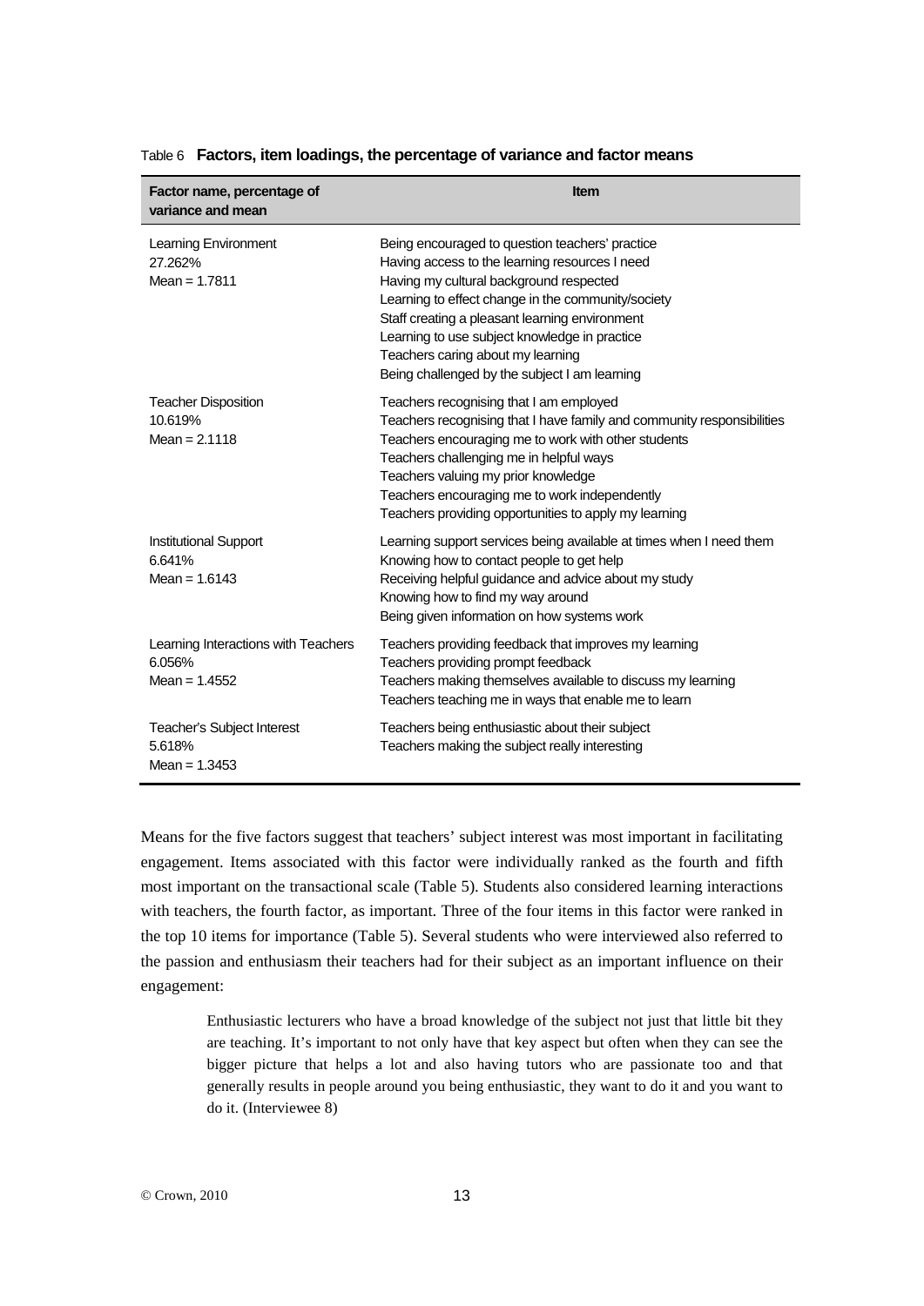Table 6 **Factors, item loadings, the percentage of variance and factor means**

| Factor name, percentage of variance and mean | Item |
|---|---|
| Learning Environment<br>27.262%<br>Mean = 1.7811 | Being encouraged to question teachers' practice<br>Having access to the learning resources I need<br>Having my cultural background respected<br>Learning to effect change in the community/society<br>Staff creating a pleasant learning environment<br>Learning to use subject knowledge in practice<br>Teachers caring about my learning<br>Being challenged by the subject I am learning |
| Teacher Disposition<br>10.619%<br>Mean = 2.1118 | Teachers recognising that I am employed<br>Teachers recognising that I have family and community responsibilities<br>Teachers encouraging me to work with other students<br>Teachers challenging me in helpful ways<br>Teachers valuing my prior knowledge<br>Teachers encouraging me to work independently<br>Teachers providing opportunities to apply my learning |
| Institutional Support<br>6.641%<br>Mean = 1.6143 | Learning support services being available at times when I need them<br>Knowing how to contact people to get help<br>Receiving helpful guidance and advice about my study<br>Knowing how to find my way around<br>Being given information on how systems work |
| Learning Interactions with Teachers<br>6.056%<br>Mean = 1.4552 | Teachers providing feedback that improves my learning<br>Teachers providing prompt feedback<br>Teachers making themselves available to discuss my learning<br>Teachers teaching me in ways that enable me to learn |
| Teacher's Subject Interest<br>5.618%<br>Mean = 1.3453 | Teachers being enthusiastic about their subject<br>Teachers making the subject really interesting |

Means for the five factors suggest that teachers' subject interest was most important in facilitating engagement. Items associated with this factor were individually ranked as the fourth and fifth most important on the transactional scale (Table 5). Students also considered learning interactions with teachers, the fourth factor, as important. Three of the four items in this factor were ranked in the top 10 items for importance (Table 5). Several students who were interviewed also referred to the passion and enthusiasm their teachers had for their subject as an important influence on their engagement:

> Enthusiastic lecturers who have a broad knowledge of the subject not just that little bit they are teaching. It's important to not only have that key aspect but often when they can see the bigger picture that helps a lot and also having tutors who are passionate too and that generally results in people around you being enthusiastic, they want to do it and you want to do it. (Interviewee 8)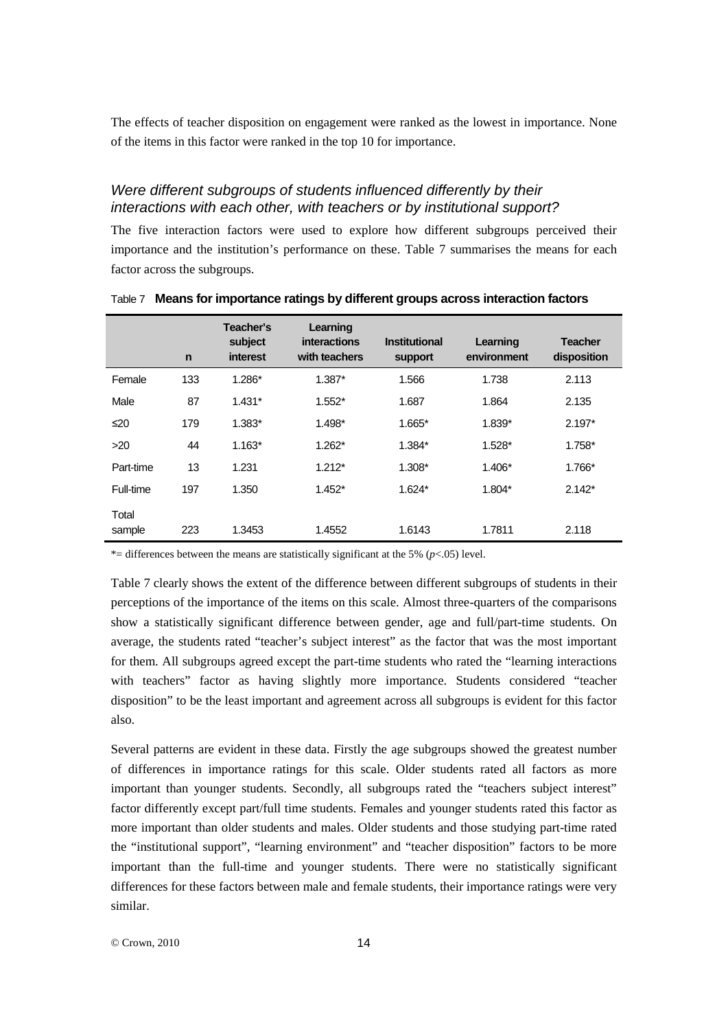The effects of teacher disposition on engagement were ranked as the lowest in importance. None of the items in this factor were ranked in the top 10 for importance.

### *Were different subgroups of students influenced differently by their interactions with each other, with teachers or by institutional support?*

The five interaction factors were used to explore how different subgroups perceived their importance and the institution's performance on these. Table 7 summarises the means for each factor across the subgroups.

Table 7 **Means for importance ratings by different groups across interaction factors**

| | n | Teacher's subject interest | Learning interactions with teachers | Institutional support | Learning environment | Teacher disposition |
|---|---|---|---|---|---|---|
| Female | 133 | 1.286* | 1.387* | 1.566 | 1.738 | 2.113 |
| Male | 87 | 1.431* | 1.552* | 1.687 | 1.864 | 2.135 |
| ≤20 | 179 | 1.383* | 1.498* | 1.665* | 1.839* | 2.197* |
| >20 | 44 | 1.163* | 1.262* | 1.384* | 1.528* | 1.758* |
| Part-time | 13 | 1.231 | 1.212* | 1.308* | 1.406* | 1.766* |
| Full-time | 197 | 1.350 | 1.452* | 1.624* | 1.804* | 2.142* |
| Total sample | 223 | 1.3453 | 1.4552 | 1.6143 | 1.7811 | 2.118 |

*= differences between the means are statistically significant at the 5% ($p$<.05) level.

Table 7 clearly shows the extent of the difference between different subgroups of students in their perceptions of the importance of the items on this scale. Almost three-quarters of the comparisons show a statistically significant difference between gender, age and full/part-time students. On average, the students rated "teacher's subject interest" as the factor that was the most important for them. All subgroups agreed except the part-time students who rated the "learning interactions with teachers" factor as having slightly more importance. Students considered "teacher disposition" to be the least important and agreement across all subgroups is evident for this factor also.

Several patterns are evident in these data. Firstly the age subgroups showed the greatest number of differences in importance ratings for this scale. Older students rated all factors as more important than younger students. Secondly, all subgroups rated the "teachers subject interest" factor differently except part/full time students. Females and younger students rated this factor as more important than older students and males. Older students and those studying part-time rated the "institutional support", "learning environment" and "teacher disposition" factors to be more important than the full-time and younger students. There were no statistically significant differences for these factors between male and female students, their importance ratings were very similar.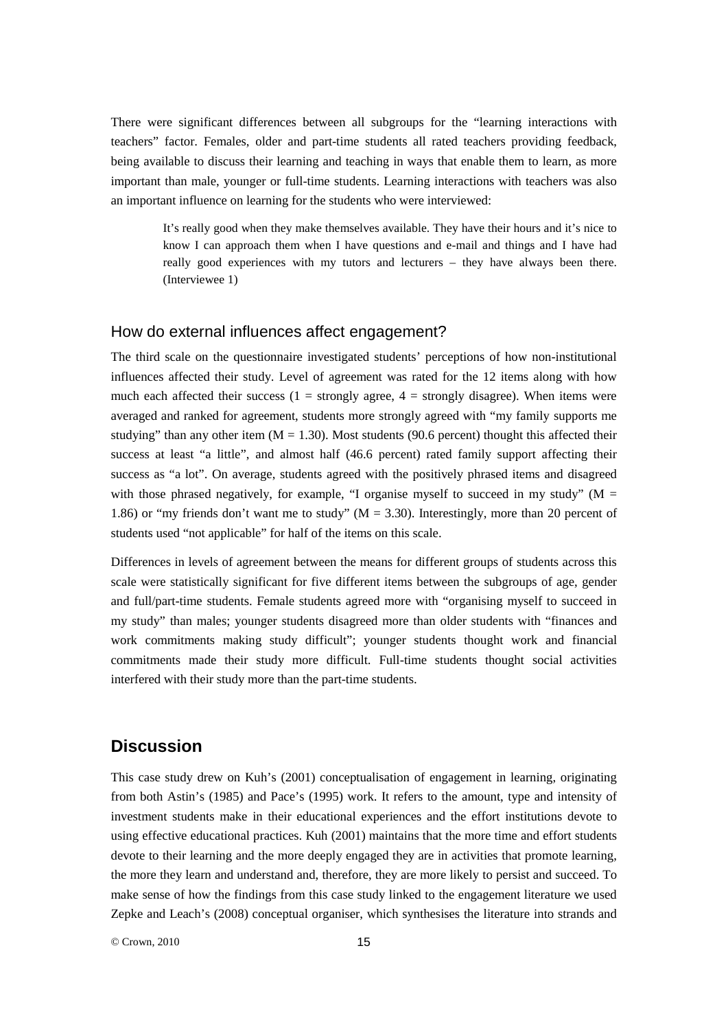There were significant differences between all subgroups for the "learning interactions with teachers" factor. Females, older and part-time students all rated teachers providing feedback, being available to discuss their learning and teaching in ways that enable them to learn, as more important than male, younger or full-time students. Learning interactions with teachers was also an important influence on learning for the students who were interviewed:

> It's really good when they make themselves available. They have their hours and it's nice to know I can approach them when I have questions and e-mail and things and I have had really good experiences with my tutors and lecturers – they have always been there. (Interviewee 1)

### How do external influences affect engagement?

The third scale on the questionnaire investigated students' perceptions of how non-institutional influences affected their study. Level of agreement was rated for the 12 items along with how much each affected their success (1 = strongly agree, 4 = strongly disagree). When items were averaged and ranked for agreement, students more strongly agreed with "my family supports me studying" than any other item (M = 1.30). Most students (90.6 percent) thought this affected their success at least "a little", and almost half (46.6 percent) rated family support affecting their success as "a lot". On average, students agreed with the positively phrased items and disagreed with those phrased negatively, for example, "I organise myself to succeed in my study" (M = 1.86) or "my friends don't want me to study" (M = 3.30). Interestingly, more than 20 percent of students used "not applicable" for half of the items on this scale.

Differences in levels of agreement between the means for different groups of students across this scale were statistically significant for five different items between the subgroups of age, gender and full/part-time students. Female students agreed more with "organising myself to succeed in my study" than males; younger students disagreed more than older students with "finances and work commitments making study difficult"; younger students thought work and financial commitments made their study more difficult. Full-time students thought social activities interfered with their study more than the part-time students.

## Discussion

This case study drew on Kuh's (2001) conceptualisation of engagement in learning, originating from both Astin's (1985) and Pace's (1995) work. It refers to the amount, type and intensity of investment students make in their educational experiences and the effort institutions devote to using effective educational practices. Kuh (2001) maintains that the more time and effort students devote to their learning and the more deeply engaged they are in activities that promote learning, the more they learn and understand and, therefore, they are more likely to persist and succeed. To make sense of how the findings from this case study linked to the engagement literature we used Zepke and Leach's (2008) conceptual organiser, which synthesises the literature into strands and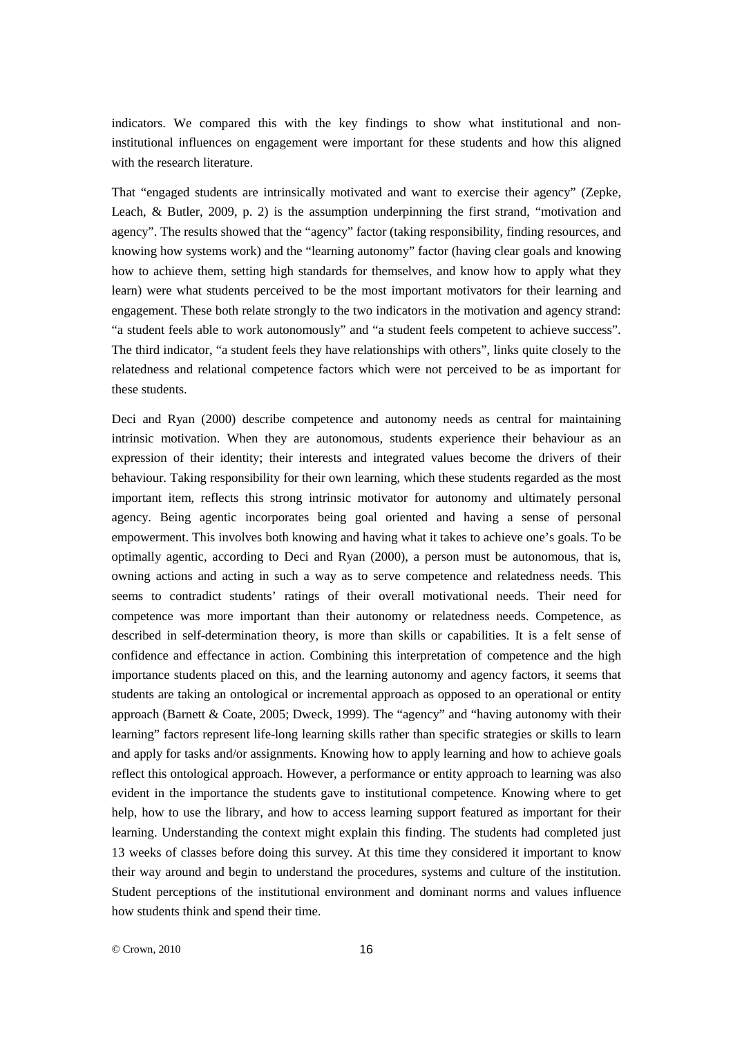indicators. We compared this with the key findings to show what institutional and non-institutional influences on engagement were important for these students and how this aligned with the research literature.

That "engaged students are intrinsically motivated and want to exercise their agency" (Zepke, Leach, & Butler, 2009, p. 2) is the assumption underpinning the first strand, "motivation and agency". The results showed that the "agency" factor (taking responsibility, finding resources, and knowing how systems work) and the "learning autonomy" factor (having clear goals and knowing how to achieve them, setting high standards for themselves, and know how to apply what they learn) were what students perceived to be the most important motivators for their learning and engagement. These both relate strongly to the two indicators in the motivation and agency strand: "a student feels able to work autonomously" and "a student feels competent to achieve success". The third indicator, "a student feels they have relationships with others", links quite closely to the relatedness and relational competence factors which were not perceived to be as important for these students.

Deci and Ryan (2000) describe competence and autonomy needs as central for maintaining intrinsic motivation. When they are autonomous, students experience their behaviour as an expression of their identity; their interests and integrated values become the drivers of their behaviour. Taking responsibility for their own learning, which these students regarded as the most important item, reflects this strong intrinsic motivator for autonomy and ultimately personal agency. Being agentic incorporates being goal oriented and having a sense of personal empowerment. This involves both knowing and having what it takes to achieve one's goals. To be optimally agentic, according to Deci and Ryan (2000), a person must be autonomous, that is, owning actions and acting in such a way as to serve competence and relatedness needs. This seems to contradict students' ratings of their overall motivational needs. Their need for competence was more important than their autonomy or relatedness needs. Competence, as described in self-determination theory, is more than skills or capabilities. It is a felt sense of confidence and effectance in action. Combining this interpretation of competence and the high importance students placed on this, and the learning autonomy and agency factors, it seems that students are taking an ontological or incremental approach as opposed to an operational or entity approach (Barnett & Coate, 2005; Dweck, 1999). The "agency" and "having autonomy with their learning" factors represent life-long learning skills rather than specific strategies or skills to learn and apply for tasks and/or assignments. Knowing how to apply learning and how to achieve goals reflect this ontological approach. However, a performance or entity approach to learning was also evident in the importance the students gave to institutional competence. Knowing where to get help, how to use the library, and how to access learning support featured as important for their learning. Understanding the context might explain this finding. The students had completed just 13 weeks of classes before doing this survey. At this time they considered it important to know their way around and begin to understand the procedures, systems and culture of the institution. Student perceptions of the institutional environment and dominant norms and values influence how students think and spend their time.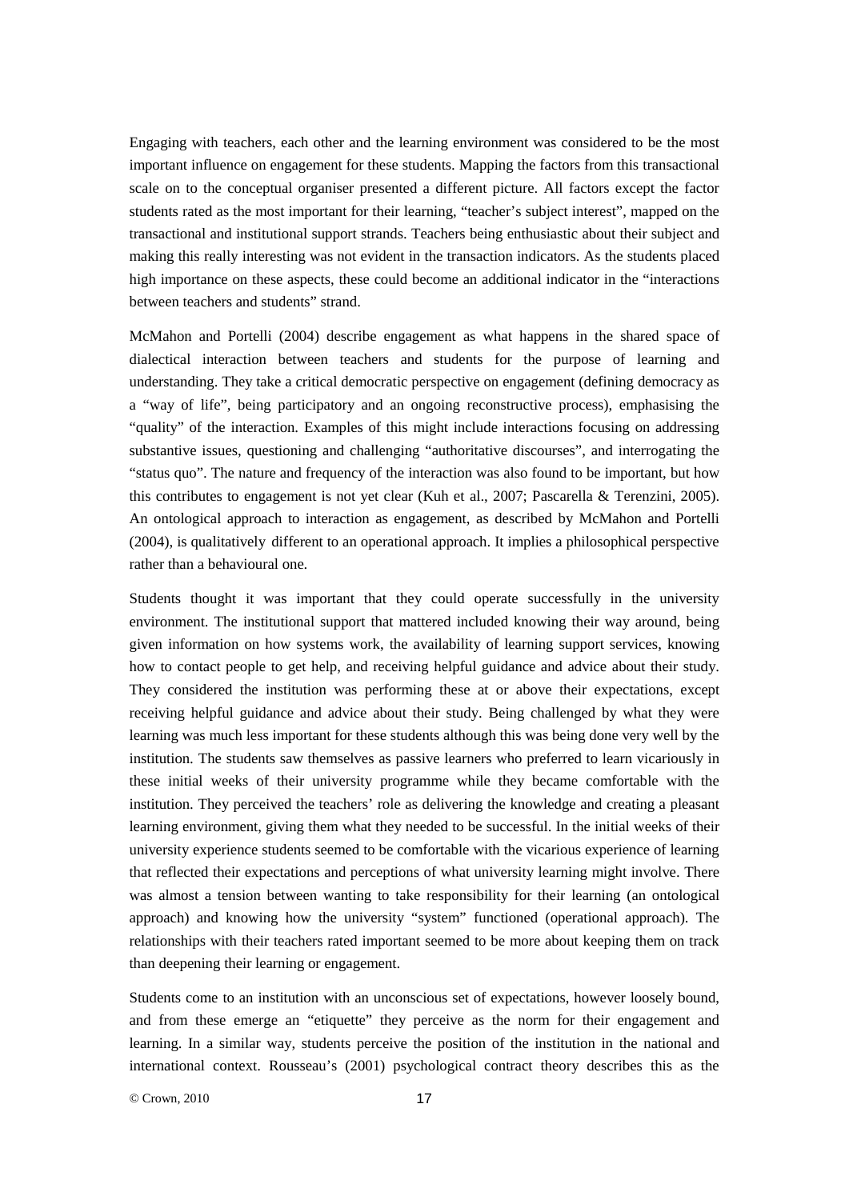Engaging with teachers, each other and the learning environment was considered to be the most important influence on engagement for these students. Mapping the factors from this transactional scale on to the conceptual organiser presented a different picture. All factors except the factor students rated as the most important for their learning, "teacher's subject interest", mapped on the transactional and institutional support strands. Teachers being enthusiastic about their subject and making this really interesting was not evident in the transaction indicators. As the students placed high importance on these aspects, these could become an additional indicator in the "interactions between teachers and students" strand.

McMahon and Portelli (2004) describe engagement as what happens in the shared space of dialectical interaction between teachers and students for the purpose of learning and understanding. They take a critical democratic perspective on engagement (defining democracy as a "way of life", being participatory and an ongoing reconstructive process), emphasising the "quality" of the interaction. Examples of this might include interactions focusing on addressing substantive issues, questioning and challenging "authoritative discourses", and interrogating the "status quo". The nature and frequency of the interaction was also found to be important, but how this contributes to engagement is not yet clear (Kuh et al., 2007; Pascarella & Terenzini, 2005). An ontological approach to interaction as engagement, as described by McMahon and Portelli (2004), is qualitatively different to an operational approach. It implies a philosophical perspective rather than a behavioural one.

Students thought it was important that they could operate successfully in the university environment. The institutional support that mattered included knowing their way around, being given information on how systems work, the availability of learning support services, knowing how to contact people to get help, and receiving helpful guidance and advice about their study. They considered the institution was performing these at or above their expectations, except receiving helpful guidance and advice about their study. Being challenged by what they were learning was much less important for these students although this was being done very well by the institution. The students saw themselves as passive learners who preferred to learn vicariously in these initial weeks of their university programme while they became comfortable with the institution. They perceived the teachers' role as delivering the knowledge and creating a pleasant learning environment, giving them what they needed to be successful. In the initial weeks of their university experience students seemed to be comfortable with the vicarious experience of learning that reflected their expectations and perceptions of what university learning might involve. There was almost a tension between wanting to take responsibility for their learning (an ontological approach) and knowing how the university "system" functioned (operational approach). The relationships with their teachers rated important seemed to be more about keeping them on track than deepening their learning or engagement.

Students come to an institution with an unconscious set of expectations, however loosely bound, and from these emerge an "etiquette" they perceive as the norm for their engagement and learning. In a similar way, students perceive the position of the institution in the national and international context. Rousseau's (2001) psychological contract theory describes this as the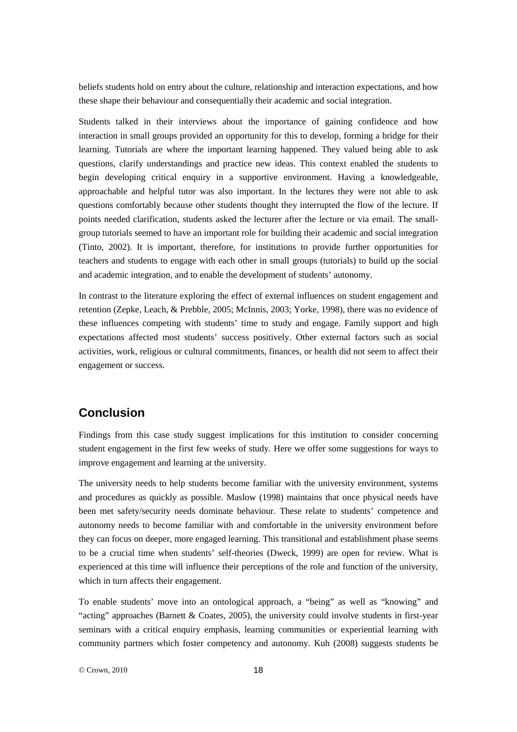beliefs students hold on entry about the culture, relationship and interaction expectations, and how these shape their behaviour and consequentially their academic and social integration.

Students talked in their interviews about the importance of gaining confidence and how interaction in small groups provided an opportunity for this to develop, forming a bridge for their learning. Tutorials are where the important learning happened. They valued being able to ask questions, clarify understandings and practice new ideas. This context enabled the students to begin developing critical enquiry in a supportive environment. Having a knowledgeable, approachable and helpful tutor was also important. In the lectures they were not able to ask questions comfortably because other students thought they interrupted the flow of the lecture. If points needed clarification, students asked the lecturer after the lecture or via email. The small-group tutorials seemed to have an important role for building their academic and social integration (Tinto, 2002). It is important, therefore, for institutions to provide further opportunities for teachers and students to engage with each other in small groups (tutorials) to build up the social and academic integration, and to enable the development of students' autonomy.

In contrast to the literature exploring the effect of external influences on student engagement and retention (Zepke, Leach, & Prebble, 2005; McInnis, 2003; Yorke, 1998), there was no evidence of these influences competing with students' time to study and engage. Family support and high expectations affected most students' success positively. Other external factors such as social activities, work, religious or cultural commitments, finances, or health did not seem to affect their engagement or success.

## Conclusion

Findings from this case study suggest implications for this institution to consider concerning student engagement in the first few weeks of study. Here we offer some suggestions for ways to improve engagement and learning at the university.

The university needs to help students become familiar with the university environment, systems and procedures as quickly as possible. Maslow (1998) maintains that once physical needs have been met safety/security needs dominate behaviour. These relate to students' competence and autonomy needs to become familiar with and comfortable in the university environment before they can focus on deeper, more engaged learning. This transitional and establishment phase seems to be a crucial time when students' self-theories (Dweck, 1999) are open for review. What is experienced at this time will influence their perceptions of the role and function of the university, which in turn affects their engagement.

To enable students' move into an ontological approach, a "being" as well as "knowing" and "acting" approaches (Barnett & Coates, 2005), the university could involve students in first-year seminars with a critical enquiry emphasis, learning communities or experiential learning with community partners which foster competency and autonomy. Kuh (2008) suggests students be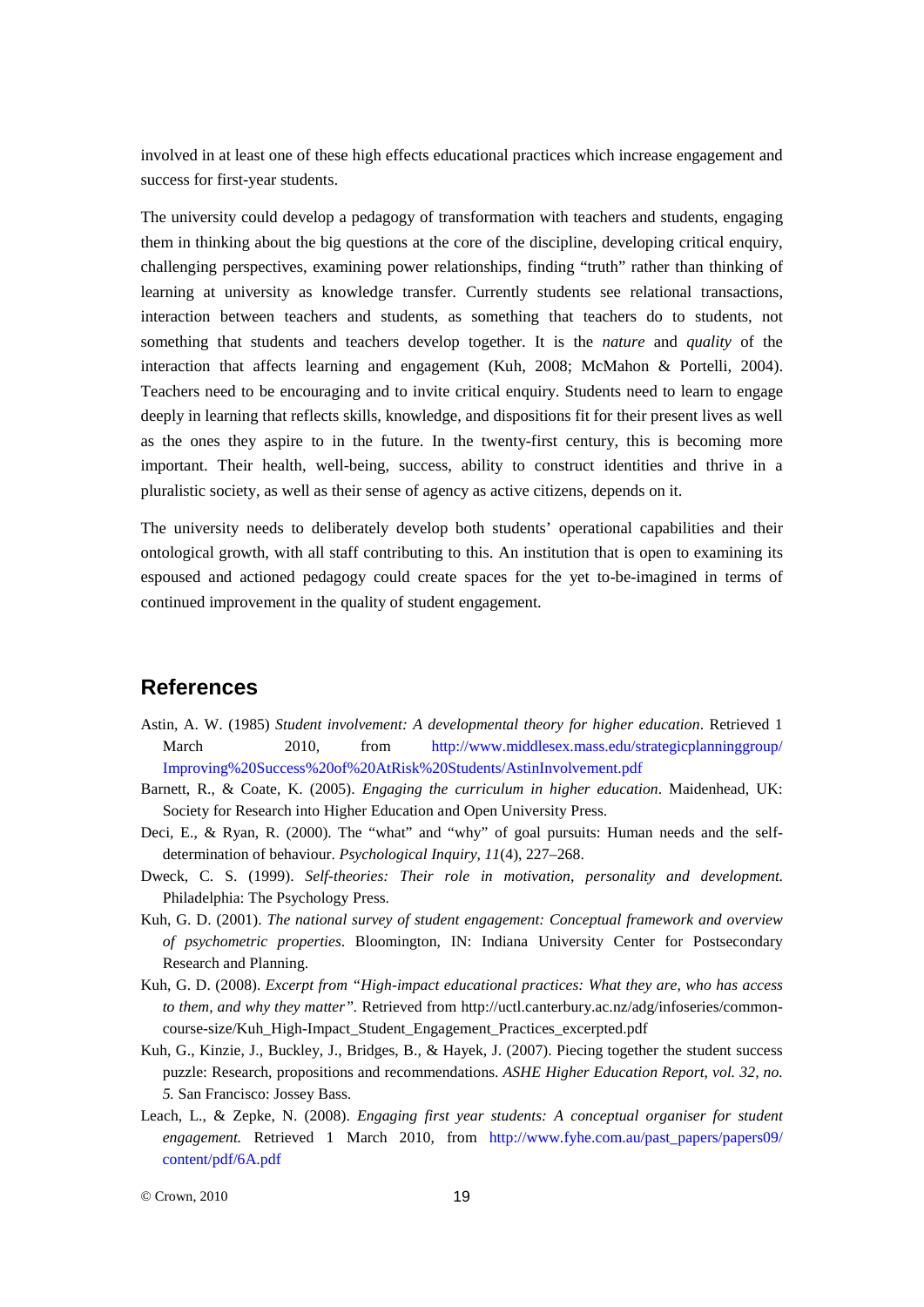involved in at least one of these high effects educational practices which increase engagement and success for first-year students.

The university could develop a pedagogy of transformation with teachers and students, engaging them in thinking about the big questions at the core of the discipline, developing critical enquiry, challenging perspectives, examining power relationships, finding "truth" rather than thinking of learning at university as knowledge transfer. Currently students see relational transactions, interaction between teachers and students, as something that teachers do to students, not something that students and teachers develop together. It is the *nature* and *quality* of the interaction that affects learning and engagement (Kuh, 2008; McMahon & Portelli, 2004). Teachers need to be encouraging and to invite critical enquiry. Students need to learn to engage deeply in learning that reflects skills, knowledge, and dispositions fit for their present lives as well as the ones they aspire to in the future. In the twenty-first century, this is becoming more important. Their health, well-being, success, ability to construct identities and thrive in a pluralistic society, as well as their sense of agency as active citizens, depends on it.

The university needs to deliberately develop both students' operational capabilities and their ontological growth, with all staff contributing to this. An institution that is open to examining its espoused and actioned pedagogy could create spaces for the yet to-be-imagined in terms of continued improvement in the quality of student engagement.

## References

Astin, A. W. (1985) *Student involvement: A developmental theory for higher education*. Retrieved 1 March 2010, from http://www.middlesex.mass.edu/strategicplanninggroup/Improving%20Success%20of%20AtRisk%20Students/AstinInvolvement.pdf

Barnett, R., & Coate, K. (2005). *Engaging the curriculum in higher education*. Maidenhead, UK: Society for Research into Higher Education and Open University Press.

Deci, E., & Ryan, R. (2000). The "what" and "why" of goal pursuits: Human needs and the self-determination of behaviour. *Psychological Inquiry*, *11*(4), 227–268.

Dweck, C. S. (1999). *Self-theories: Their role in motivation, personality and development.* Philadelphia: The Psychology Press.

Kuh, G. D. (2001). *The national survey of student engagement: Conceptual framework and overview of psychometric properties*. Bloomington, IN: Indiana University Center for Postsecondary Research and Planning.

Kuh, G. D. (2008). *Excerpt from "High-impact educational practices: What they are, who has access to them, and why they matter"*. Retrieved from http://uctl.canterbury.ac.nz/adg/infoseries/common-course-size/Kuh_High-Impact_Student_Engagement_Practices_excerpted.pdf

Kuh, G., Kinzie, J., Buckley, J., Bridges, B., & Hayek, J. (2007). Piecing together the student success puzzle: Research, propositions and recommendations. *ASHE Higher Education Report, vol. 32, no. 5.* San Francisco: Jossey Bass.

Leach, L., & Zepke, N. (2008). *Engaging first year students: A conceptual organiser for student engagement.* Retrieved 1 March 2010, from http://www.fyhe.com.au/past_papers/papers09/content/pdf/6A.pdf

© Crown, 2010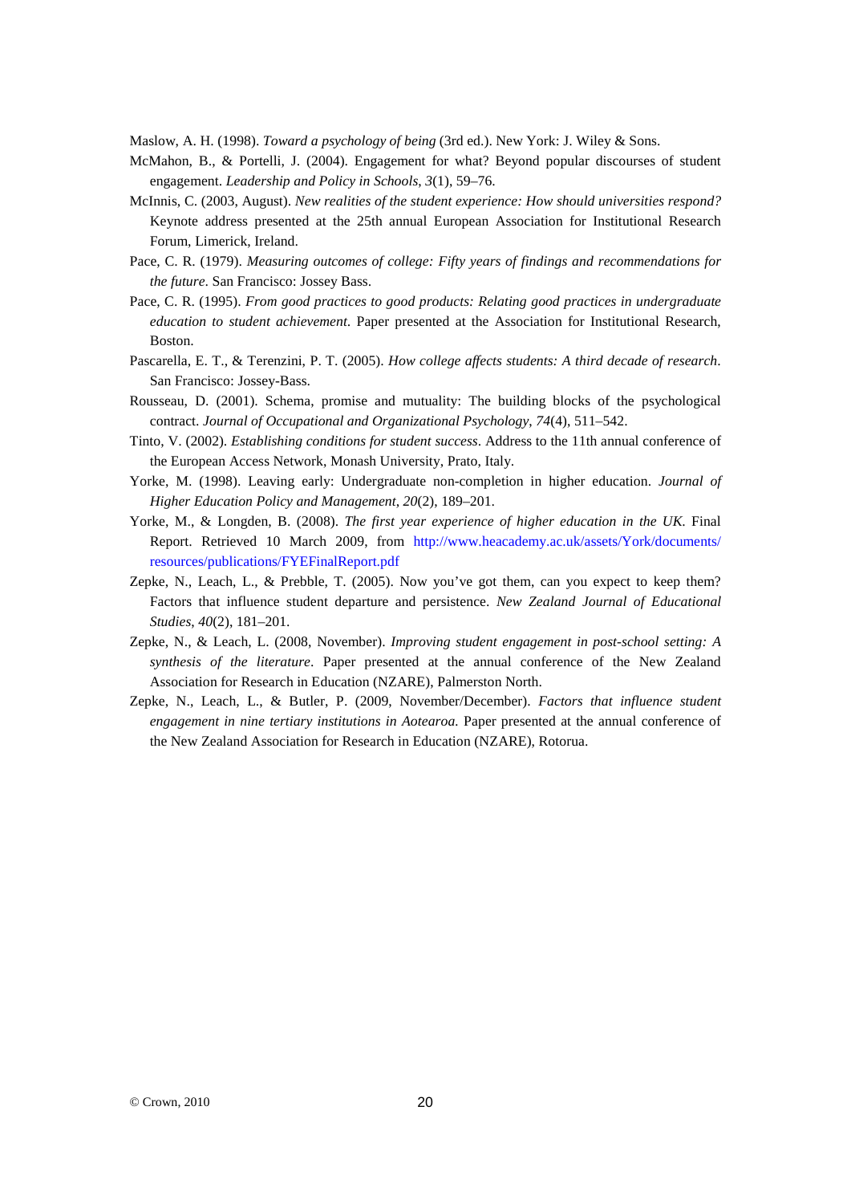Maslow, A. H. (1998). *Toward a psychology of being* (3rd ed.). New York: J. Wiley & Sons.

McMahon, B., & Portelli, J. (2004). Engagement for what? Beyond popular discourses of student engagement. *Leadership and Policy in Schools*, *3*(1), 59–76.

McInnis, C. (2003, August). *New realities of the student experience: How should universities respond?* Keynote address presented at the 25th annual European Association for Institutional Research Forum, Limerick, Ireland.

Pace, C. R. (1979). *Measuring outcomes of college: Fifty years of findings and recommendations for the future*. San Francisco: Jossey Bass.

Pace, C. R. (1995). *From good practices to good products: Relating good practices in undergraduate education to student achievement*. Paper presented at the Association for Institutional Research, Boston.

Pascarella, E. T., & Terenzini, P. T. (2005). *How college affects students: A third decade of research*. San Francisco: Jossey-Bass.

Rousseau, D. (2001). Schema, promise and mutuality: The building blocks of the psychological contract. *Journal of Occupational and Organizational Psychology*, *74*(4), 511–542.

Tinto, V. (2002). *Establishing conditions for student success*. Address to the 11th annual conference of the European Access Network, Monash University, Prato, Italy.

Yorke, M. (1998). Leaving early: Undergraduate non-completion in higher education. *Journal of Higher Education Policy and Management*, *20*(2), 189–201.

Yorke, M., & Longden, B. (2008). *The first year experience of higher education in the UK*. Final Report. Retrieved 10 March 2009, from http://www.heacademy.ac.uk/assets/York/documents/resources/publications/FYEFinalReport.pdf

Zepke, N., Leach, L., & Prebble, T. (2005). Now you've got them, can you expect to keep them? Factors that influence student departure and persistence. *New Zealand Journal of Educational Studies*, *40*(2), 181–201.

Zepke, N., & Leach, L. (2008, November). *Improving student engagement in post-school setting: A synthesis of the literature*. Paper presented at the annual conference of the New Zealand Association for Research in Education (NZARE), Palmerston North.

Zepke, N., Leach, L., & Butler, P. (2009, November/December). *Factors that influence student engagement in nine tertiary institutions in Aotearoa.* Paper presented at the annual conference of the New Zealand Association for Research in Education (NZARE), Rotorua.

© Crown, 2010